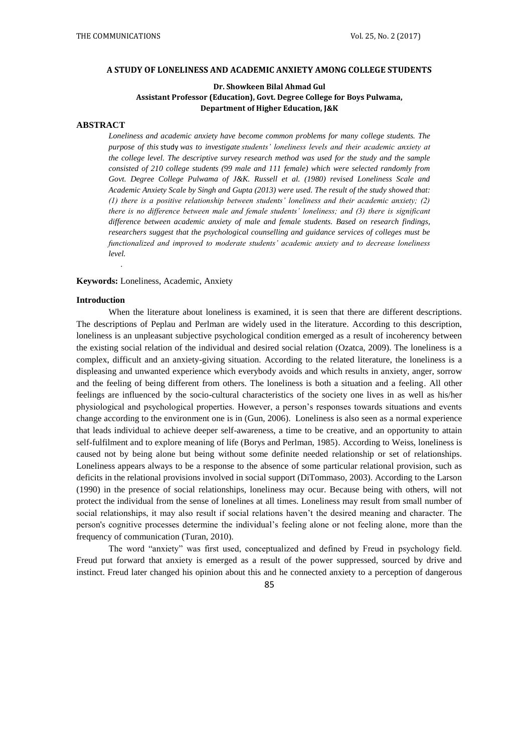# A STUDY OF LONELINESS AND ACADEMIC ANXIETY AMONG COLLEGE STUDENTS

**Dr. Showkeen Bilal Ahmad Gul**
**Assistant Professor (Education), Govt. Degree College for Boys Pulwama, Department of Higher Education, J&K**

## ABSTRACT

*Loneliness and academic anxiety have become common problems for many college students. The purpose of this study was to investigate students' loneliness levels and their academic anxiety at the college level. The descriptive survey research method was used for the study and the sample consisted of 210 college students (99 male and 111 female) which were selected randomly from Govt. Degree College Pulwama of J&K. Russell et al. (1980) revised Loneliness Scale and Academic Anxiety Scale by Singh and Gupta (2013) were used. The result of the study showed that: (1) there is a positive relationship between students' loneliness and their academic anxiety; (2) there is no difference between male and female students' loneliness; and (3) there is significant difference between academic anxiety of male and female students. Based on research findings, researchers suggest that the psychological counselling and guidance services of colleges must be functionalized and improved to moderate students' academic anxiety and to decrease loneliness level.*

**Keywords:** Loneliness, Academic, Anxiety

## Introduction

When the literature about loneliness is examined, it is seen that there are different descriptions. The descriptions of Peplau and Perlman are widely used in the literature. According to this description, loneliness is an unpleasant subjective psychological condition emerged as a result of incoherency between the existing social relation of the individual and desired social relation (Ozatca, 2009). The loneliness is a complex, difficult and an anxiety-giving situation. According to the related literature, the loneliness is a displeasing and unwanted experience which everybody avoids and which results in anxiety, anger, sorrow and the feeling of being different from others. The loneliness is both a situation and a feeling. All other feelings are influenced by the socio-cultural characteristics of the society one lives in as well as his/her physiological and psychological properties. However, a person's responses towards situations and events change according to the environment one is in (Gun, 2006). Loneliness is also seen as a normal experience that leads individual to achieve deeper self-awareness, a time to be creative, and an opportunity to attain self-fulfilment and to explore meaning of life (Borys and Perlman, 1985). According to Weiss, loneliness is caused not by being alone but being without some definite needed relationship or set of relationships. Loneliness appears always to be a response to the absence of some particular relational provision, such as deficits in the relational provisions involved in social support (DiTommaso, 2003). According to the Larson (1990) in the presence of social relationships, loneliness may ocur. Because being with others, will not protect the individual from the sense of lonelines at all times. Loneliness may result from small number of social relationships, it may also result if social relations haven't the desired meaning and character. The person's cognitive processes determine the individual's feeling alone or not feeling alone, more than the frequency of communication (Turan, 2010).

The word "anxiety" was first used, conceptualized and defined by Freud in psychology field. Freud put forward that anxiety is emerged as a result of the power suppressed, sourced by drive and instinct. Freud later changed his opinion about this and he connected anxiety to a perception of dangerous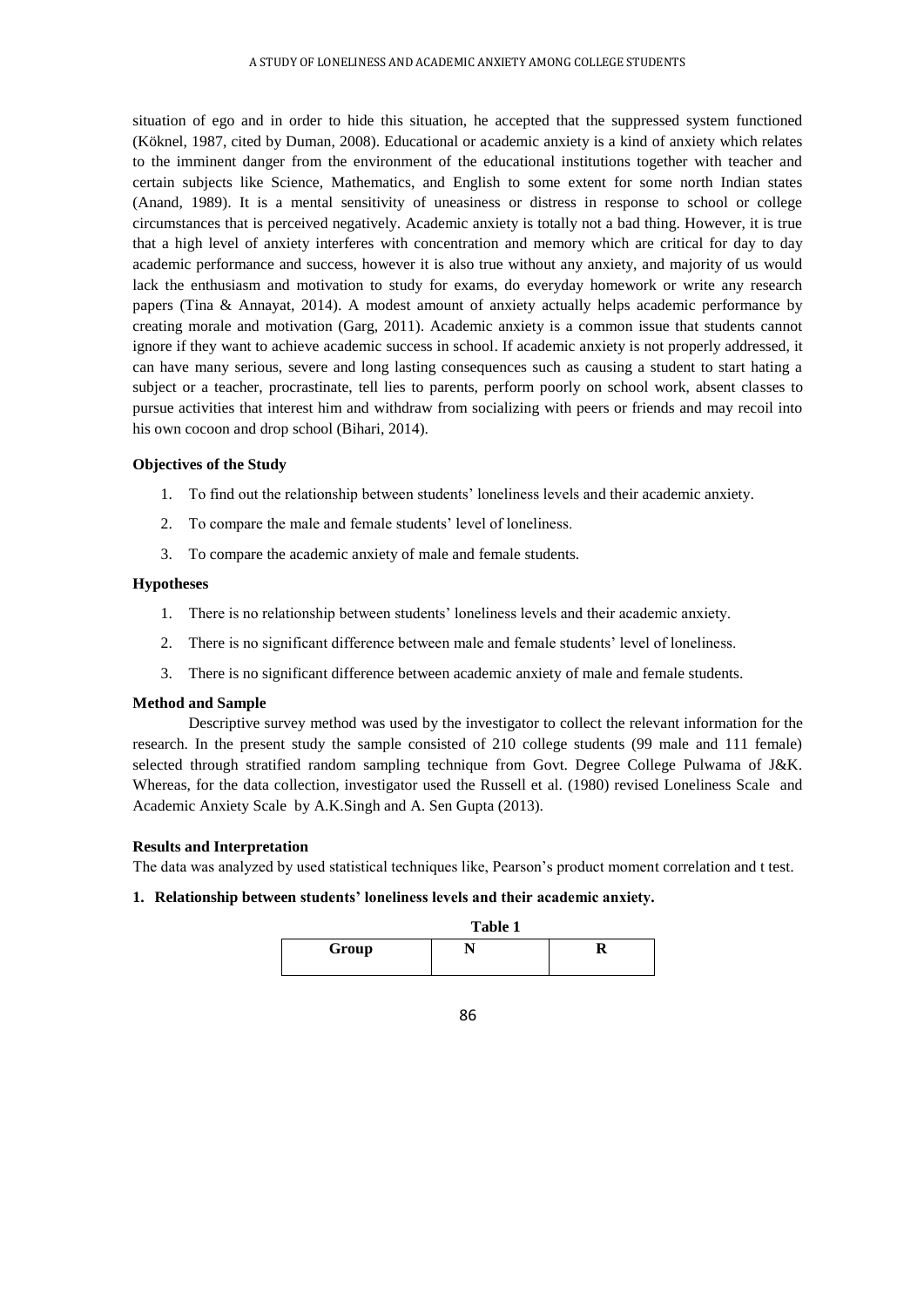situation of ego and in order to hide this situation, he accepted that the suppressed system functioned (Köknel, 1987, cited by Duman, 2008). Educational or academic anxiety is a kind of anxiety which relates to the imminent danger from the environment of the educational institutions together with teacher and certain subjects like Science, Mathematics, and English to some extent for some north Indian states (Anand, 1989). It is a mental sensitivity of uneasiness or distress in response to school or college circumstances that is perceived negatively. Academic anxiety is totally not a bad thing. However, it is true that a high level of anxiety interferes with concentration and memory which are critical for day to day academic performance and success, however it is also true without any anxiety, and majority of us would lack the enthusiasm and motivation to study for exams, do everyday homework or write any research papers (Tina & Annayat, 2014). A modest amount of anxiety actually helps academic performance by creating morale and motivation (Garg, 2011). Academic anxiety is a common issue that students cannot ignore if they want to achieve academic success in school. If academic anxiety is not properly addressed, it can have many serious, severe and long lasting consequences such as causing a student to start hating a subject or a teacher, procrastinate, tell lies to parents, perform poorly on school work, absent classes to pursue activities that interest him and withdraw from socializing with peers or friends and may recoil into his own cocoon and drop school (Bihari, 2014).

**Objectives of the Study**

1. To find out the relationship between students' loneliness levels and their academic anxiety.
2. To compare the male and female students' level of loneliness.
3. To compare the academic anxiety of male and female students.

**Hypotheses**

1. There is no relationship between students' loneliness levels and their academic anxiety.
2. There is no significant difference between male and female students' level of loneliness.
3. There is no significant difference between academic anxiety of male and female students.

**Method and Sample**

Descriptive survey method was used by the investigator to collect the relevant information for the research. In the present study the sample consisted of 210 college students (99 male and 111 female) selected through stratified random sampling technique from Govt. Degree College Pulwama of J&K. Whereas, for the data collection, investigator used the Russell et al. (1980) revised Loneliness Scale and Academic Anxiety Scale by A.K.Singh and A. Sen Gupta (2013).

**Results and Interpretation**

The data was analyzed by used statistical techniques like, Pearson's product moment correlation and t test.

**1. Relationship between students' loneliness levels and their academic anxiety.**

**Table 1**

| Group | N | R |
|---|---|---|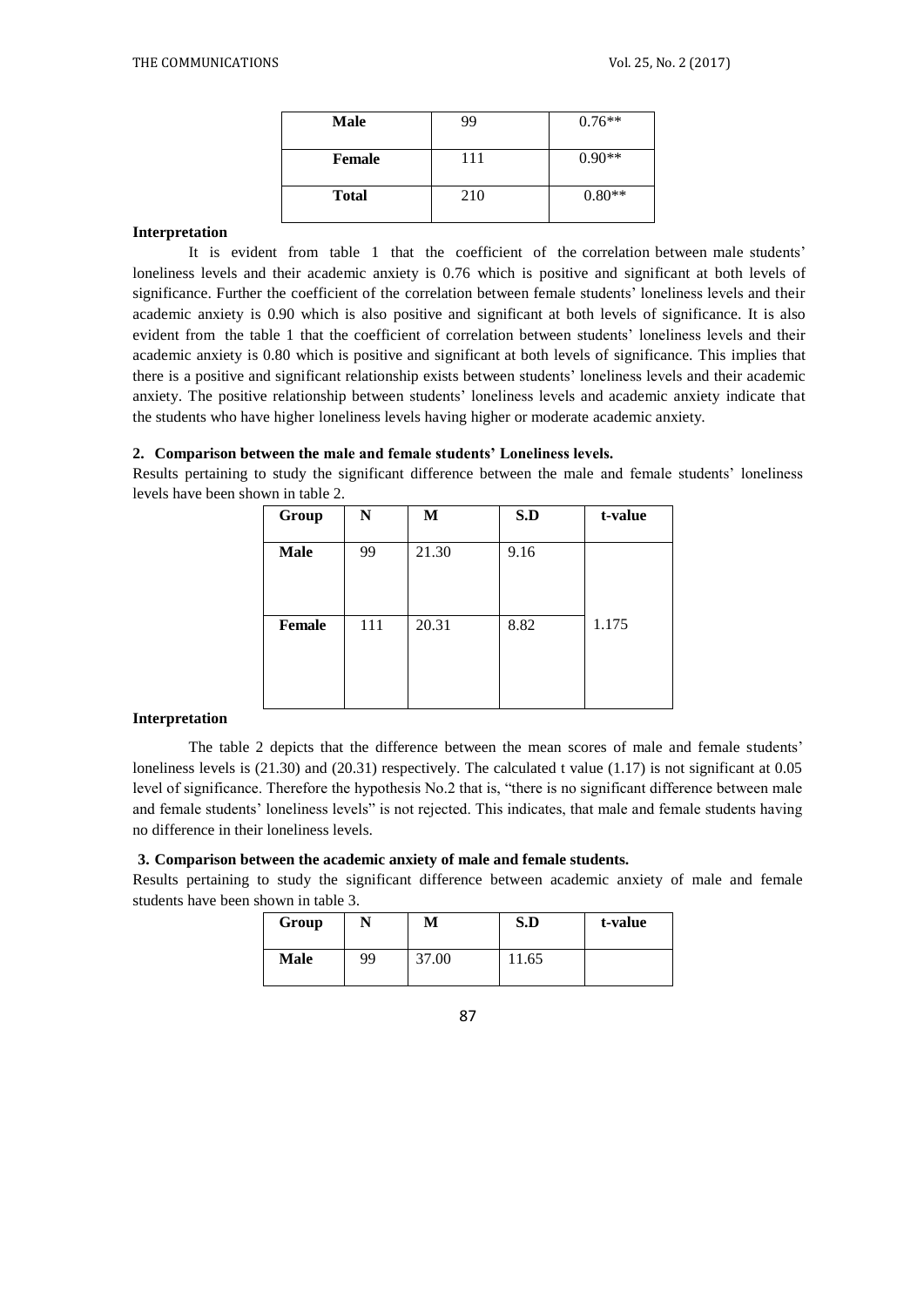| Male | 99 | 0.76** |
|---|---|---|
| Female | 111 | 0.90** |
| Total | 210 | 0.80** |

**Interpretation**

It is evident from table 1 that the coefficient of the correlation between male students' loneliness levels and their academic anxiety is 0.76 which is positive and significant at both levels of significance. Further the coefficient of the correlation between female students' loneliness levels and their academic anxiety is 0.90 which is also positive and significant at both levels of significance. It is also evident from the table 1 that the coefficient of correlation between students' loneliness levels and their academic anxiety is 0.80 which is positive and significant at both levels of significance. This implies that there is a positive and significant relationship exists between students' loneliness levels and their academic anxiety. The positive relationship between students' loneliness levels and academic anxiety indicate that the students who have higher loneliness levels having higher or moderate academic anxiety.

**2. Comparison between the male and female students' Loneliness levels.**

Results pertaining to study the significant difference between the male and female students' loneliness levels have been shown in table 2.

| Group | N | M | S.D | t-value |
|---|---|---|---|---|
| Male | 99 | 21.30 | 9.16 | |
| Female | 111 | 20.31 | 8.82 | 1.175 |

**Interpretation**

The table 2 depicts that the difference between the mean scores of male and female students' loneliness levels is (21.30) and (20.31) respectively. The calculated t value (1.17) is not significant at 0.05 level of significance. Therefore the hypothesis No.2 that is, "there is no significant difference between male and female students' loneliness levels" is not rejected. This indicates, that male and female students having no difference in their loneliness levels.

**3. Comparison between the academic anxiety of male and female students.**

Results pertaining to study the significant difference between academic anxiety of male and female students have been shown in table 3.

| Group | N | M | S.D | t-value |
|---|---|---|---|---|
| Male | 99 | 37.00 | 11.65 | |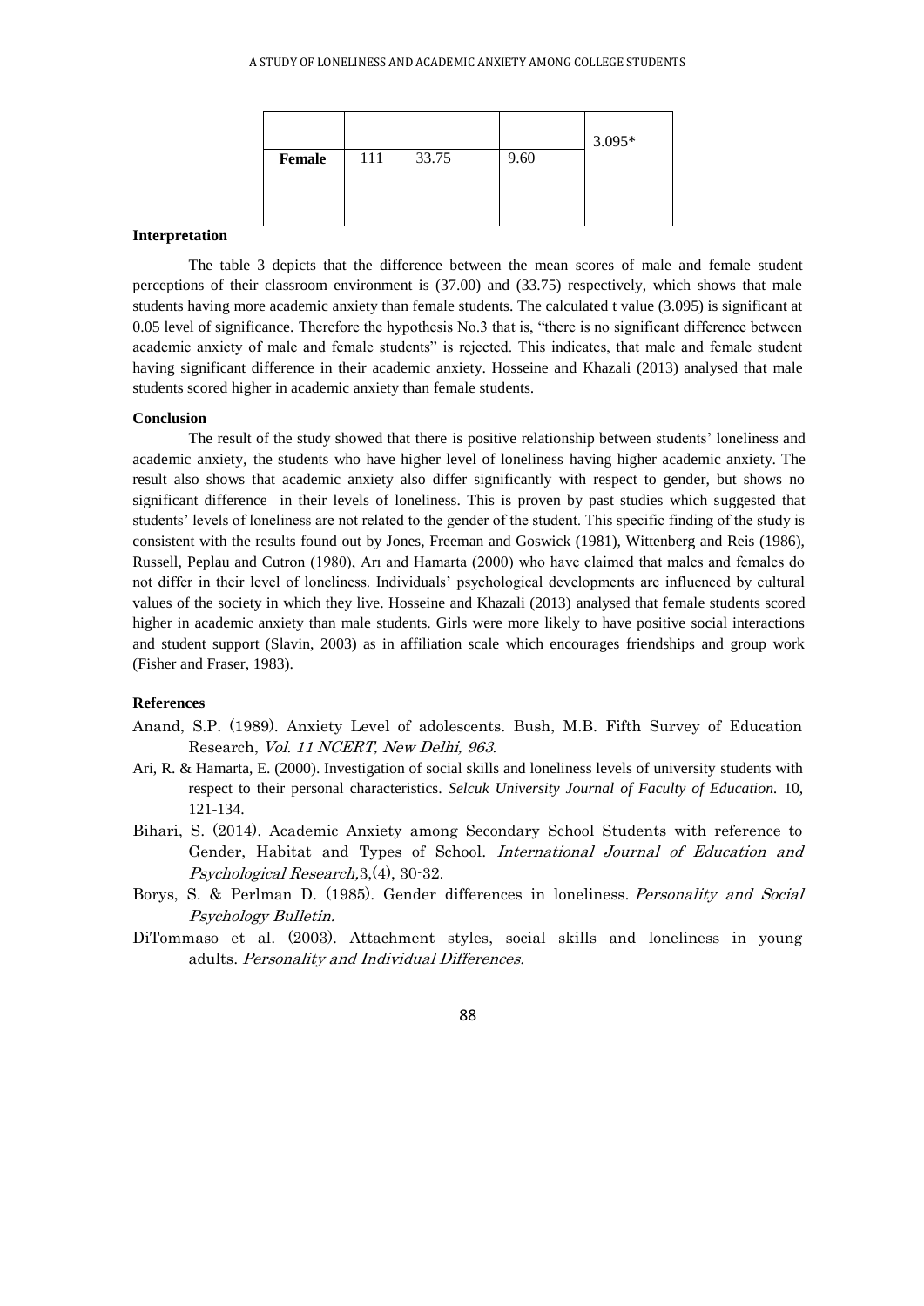|  |  |  |  | 3.095* |
| --- | --- | --- | --- | --- |
| **Female** | 111 | 33.75 | 9.60 |  |

**Interpretation**

The table 3 depicts that the difference between the mean scores of male and female student perceptions of their classroom environment is (37.00) and (33.75) respectively, which shows that male students having more academic anxiety than female students. The calculated t value (3.095) is significant at 0.05 level of significance. Therefore the hypothesis No.3 that is, "there is no significant difference between academic anxiety of male and female students" is rejected. This indicates, that male and female student having significant difference in their academic anxiety. Hosseine and Khazali (2013) analysed that male students scored higher in academic anxiety than female students.

**Conclusion**

The result of the study showed that there is positive relationship between students' loneliness and academic anxiety, the students who have higher level of loneliness having higher academic anxiety. The result also shows that academic anxiety also differ significantly with respect to gender, but shows no significant difference in their levels of loneliness. This is proven by past studies which suggested that students' levels of loneliness are not related to the gender of the student. This specific finding of the study is consistent with the results found out by Jones, Freeman and Goswick (1981), Wittenberg and Reis (1986), Russell, Peplau and Cutron (1980), Arı and Hamarta (2000) who have claimed that males and females do not differ in their level of loneliness. Individuals' psychological developments are influenced by cultural values of the society in which they live. Hosseine and Khazali (2013) analysed that female students scored higher in academic anxiety than male students. Girls were more likely to have positive social interactions and student support (Slavin, 2003) as in affiliation scale which encourages friendships and group work (Fisher and Fraser, 1983).

**References**

Anand, S.P. (1989). Anxiety Level of adolescents. Bush, M.B. Fifth Survey of Education Research, *Vol. 11 NCERT, New Delhi, 963.*

Ari, R. & Hamarta, E. (2000). Investigation of social skills and loneliness levels of university students with respect to their personal characteristics. *Selcuk University Journal of Faculty of Education.* 10, 121-134.

Bihari, S. (2014). Academic Anxiety among Secondary School Students with reference to Gender, Habitat and Types of School. *International Journal of Education and Psychological Research,*3,(4), 30-32.

Borys, S. & Perlman D. (1985). Gender differences in loneliness. *Personality and Social Psychology Bulletin.*

DiTommaso et al. (2003). Attachment styles, social skills and loneliness in young adults. *Personality and Individual Differences.*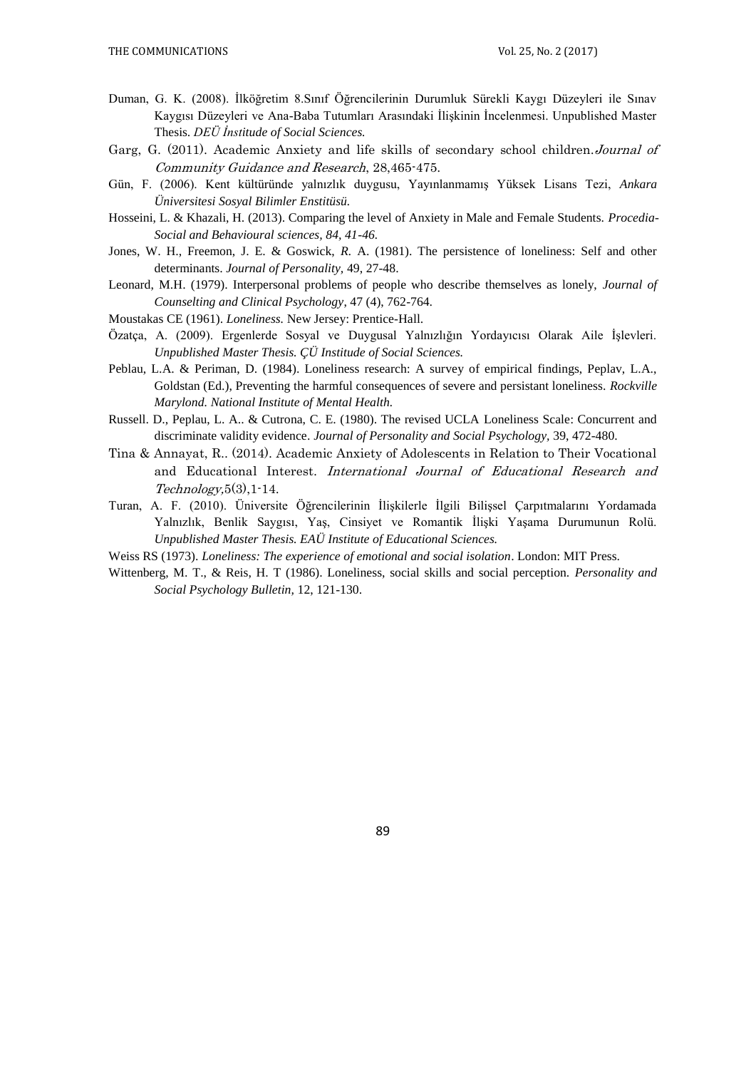Duman, G. K. (2008). İlköğretim 8.Sınıf Öğrencilerinin Durumluk Sürekli Kaygı Düzeyleri ile Sınav Kaygısı Düzeyleri ve Ana-Baba Tutumları Arasındaki İlişkinin İncelenmesi. Unpublished Master Thesis. *DEÜ İnstitude of Social Sciences.*

Garg, G. (2011). Academic Anxiety and life skills of secondary school children. *Journal of Community Guidance and Research*, 28,465-475.

Gün, F. (2006). Kent kültüründe yalnızlık duygusu, Yayınlanmamış Yüksek Lisans Tezi, *Ankara Üniversitesi Sosyal Bilimler Enstitüsü.*

Hosseini, L. & Khazali, H. (2013). Comparing the level of Anxiety in Male and Female Students. *Procedia-Social and Behavioural sciences, 84, 41-46.*

Jones, W. H., Freemon, J. E. & Goswick, *R.* A. (1981). The persistence of loneliness: Self and other determinants. *Journal of Personality,* 49, 27-48.

Leonard, M.H. (1979). Interpersonal problems of people who describe themselves as lonely, *Journal of Counselting and Clinical Psychology*, 47 (4), 762-764.

Moustakas CE (1961). *Loneliness.* New Jersey: Prentice-Hall.

Özatça, A. (2009). Ergenlerde Sosyal ve Duygusal Yalnızlığın Yordayıcısı Olarak Aile İşlevleri. *Unpublished Master Thesis. ÇÜ Institude of Social Sciences.*

Peblau, L.A. & Periman, D. (1984). Loneliness research: A survey of empirical findings, Peplav, L.A., Goldstan (Ed.), Preventing the harmful consequences of severe and persistant loneliness. *Rockville Marylond. National Institute of Mental Health.*

Russell. D., Peplau, L. A.. & Cutrona, C. E. (1980). The revised UCLA Loneliness Scale: Concurrent and discriminate validity evidence. *Journal of Personality and Social Psychology,* 39, 472-480.

Tina & Annayat, R.. (2014). Academic Anxiety of Adolescents in Relation to Their Vocational and Educational Interest. *International Journal of Educational Research and Technology,*5(3),1-14.

Turan, A. F. (2010). Üniversite Öğrencilerinin İlişkilerle İlgili Bilişsel Çarpıtmalarını Yordamada Yalnızlık, Benlik Saygısı, Yaş, Cinsiyet ve Romantik İlişki Yaşama Durumunun Rolü. *Unpublished Master Thesis. EAÜ Institute of Educational Sciences.*

Weiss RS (1973). *Loneliness: The experience of emotional and social isolation*. London: MIT Press.

Wittenberg, M. T., & Reis, H. T (1986). Loneliness, social skills and social perception. *Personality and Social Psychology Bulletin,* 12, 121-130.